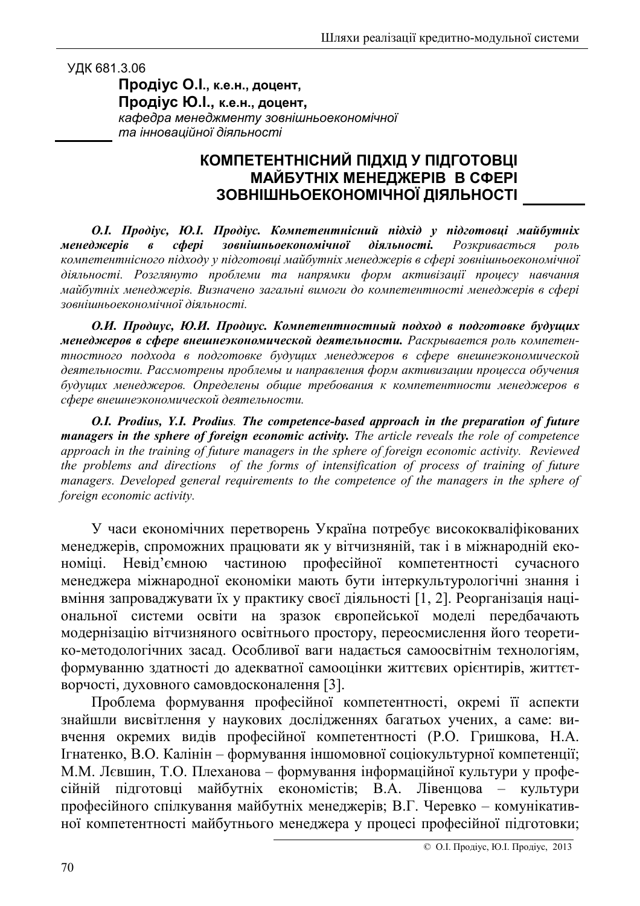УДК 681.3.06

**Продіус О.І., к.е.н., доцент,**
**Продіус Ю.І., к.е.н., доцент,**
*кафедра менеджменту зовнішньоекономічної та інноваційної діяльності*

# КОМПЕТЕНТНІСНИЙ ПІДХІД У ПІДГОТОВЦІ МАЙБУТНІХ МЕНЕДЖЕРІВ В СФЕРІ ЗОВНІШНЬОЕКОНОМІЧНОЇ ДІЯЛЬНОСТІ

***О.І. Продіус, Ю.І. Продіус. Компетентнісний підхід у підготовці майбутніх менеджерів в сфері зовнішньоекономічної діяльності.*** *Розкривається роль компетентнісного підходу у підготовці майбутніх менеджерів в сфері зовнішньоекономічної діяльності. Розглянуто проблеми та напрямки форм активізації процесу навчання майбутніх менеджерів. Визначено загальні вимоги до компетентності менеджерів в сфері зовнішньоекономічної діяльності.*

***О.И. Продиус, Ю.И. Продиус. Компетентностный подход в подготовке будущих менеджеров в сфере внешнеэкономической деятельности.*** *Раскрывается роль компетентностного подхода в подготовке будущих менеджеров в сфере внешнеэкономической деятельности. Рассмотрены проблемы и направления форм активизации процесса обучения будущих менеджеров. Определены общие требования к компетентности менеджеров в сфере внешнеэкономической деятельности.*

***O.I. Prodius, Y.I. Prodius. The competence-based approach in the preparation of future managers in the sphere of foreign economic activity.*** *The article reveals the role of competence approach in the training of future managers in the sphere of foreign economic activity. Reviewed the problems and directions of the forms of intensification of process of training of future managers. Developed general requirements to the competence of the managers in the sphere of foreign economic activity.*

У часи економічних перетворень Україна потребує висококваліфікованих менеджерів, спроможних працювати як у вітчизняній, так і в міжнародній економіці. Невід'ємною частиною професійної компетентності сучасного менеджера міжнародної економіки мають бути інтеркультурологічні знання і вміння запроваджувати їх у практику своєї діяльності [1, 2]. Реорганізація національної системи освіти на зразок європейської моделі передбачають модернізацію вітчизняного освітнього простору, переосмислення його теоретико-методологічних засад. Особливої ваги надається самоосвітнім технологіям, формуванню здатності до адекватної самооцінки життєвих орієнтирів, життєтворчості, духовного самовдосконалення [3].

Проблема формування професійної компетентності, окремі її аспекти знайшли висвітлення у наукових дослідженнях багатьох учених, а саме: вивчення окремих видів професійної компетентності (Р.О. Гришкова, Н.А. Ігнатенко, В.О. Калінін – формування іншомовної соціокультурної компетенції; М.М. Лєвшин, Т.О. Плеханова – формування інформаційної культури у професійній підготовці майбутніх економістів; В.А. Лівенцова – культури професійного спілкування майбутніх менеджерів; В.Г. Черевко – комунікативної компетентності майбутнього менеджера у процесі професійної підготовки;

© О.І. Продіус, Ю.І. Продіус, 2013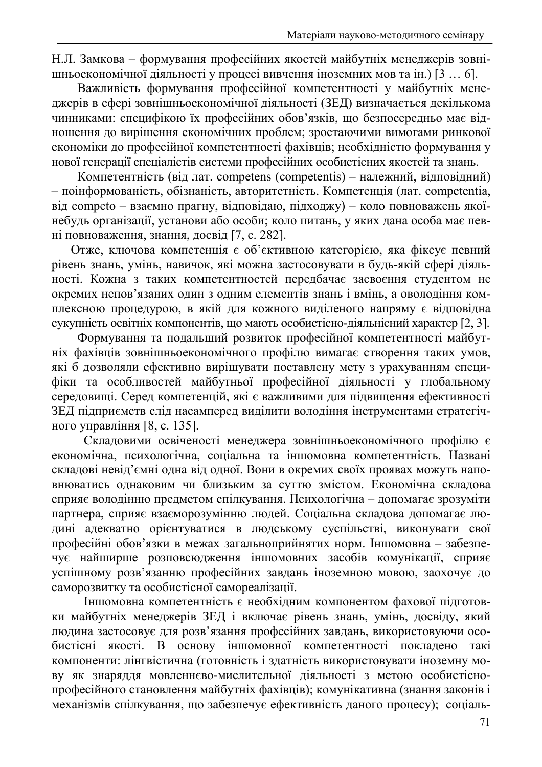Н.Л. Замкова – формування професійних якостей майбутніх менеджерів зовнішньоекономічної діяльності у процесі вивчення іноземних мов та ін.) [3 … 6].

Важливість формування професійної компетентності у майбутніх менеджерів в сфері зовнішньоекономічної діяльності (ЗЕД) визначається декількома чинниками: специфікою їх професійних обов'язків, що безпосередньо має відношення до вирішення економічних проблем; зростаючими вимогами ринкової економіки до професійної компетентності фахівців; необхідністю формування у нової генерації спеціалістів системи професійних особистісних якостей та знань.

Компетентність (від лат. competens (competentis) – належний, відповідний) – поінформованість, обізнаність, авторитетність. Компетенція (лат. competentia, від competo – взаємно прагну, відповідаю, підходжу) – коло повноважень якоїнебудь організації, установи або особи; коло питань, у яких дана особа має певні повноваження, знання, досвід [7, с. 282].

Отже, ключова компетенція є об'єктивною категорією, яка фіксує певний рівень знань, умінь, навичок, які можна застосовувати в будь-якій сфері діяльності. Кожна з таких компетентностей передбачає засвоєння студентом не окремих непов'язаних один з одним елементів знань і вмінь, а оволодіння комплексною процедурою, в якій для кожного виділеного напряму є відповідна сукупність освітніх компонентів, що мають особистісно-діяльнісний характер [2, 3].

Формування та подальший розвиток професійної компетентності майбутніх фахівців зовнішньоекономічного профілю вимагає створення таких умов, які б дозволяли ефективно вирішувати поставлену мету з урахуванням специфіки та особливостей майбутньої професійної діяльності у глобальному середовищі. Серед компетенцій, які є важливими для підвищення ефективності ЗЕД підприємств слід насамперед виділити володіння інструментами стратегічного управління [8, с. 135].

Складовими освіченості менеджера зовнішньоекономічного профілю є економічна, психологічна, соціальна та іншомовна компетентність. Названі складові невід'ємні одна від одної. Вони в окремих своїх проявах можуть наповнюватись однаковим чи близьким за суттю змістом. Економічна складова сприяє володінню предметом спілкування. Психологічна – допомагає зрозуміти партнера, сприяє взаєморозумінню людей. Соціальна складова допомагає людині адекватно орієнтуватися в людському суспільстві, виконувати свої професійні обов'язки в межах загальноприйнятих норм. Іншомовна – забезпечує найширше розповсюдження іншомовних засобів комунікації, сприяє успішному розв'язанню професійних завдань іноземною мовою, заохочує до саморозвитку та особистісної самореалізації.

Іншомовна компетентність є необхідним компонентом фахової підготовки майбутніх менеджерів ЗЕД і включає рівень знань, умінь, досвіду, який людина застосовує для розв'язання професійних завдань, використовуючи особистісні якості. В основу іншомовної компетентності покладено такі компоненти: лінгвістична (готовність і здатність використовувати іноземну мову як знаряддя мовленнєво-мислительної діяльності з метою особистісно-професійного становлення майбутніх фахівців); комунікативна (знання законів і механізмів спілкування, що забезпечує ефективність даного процесу); соціаль-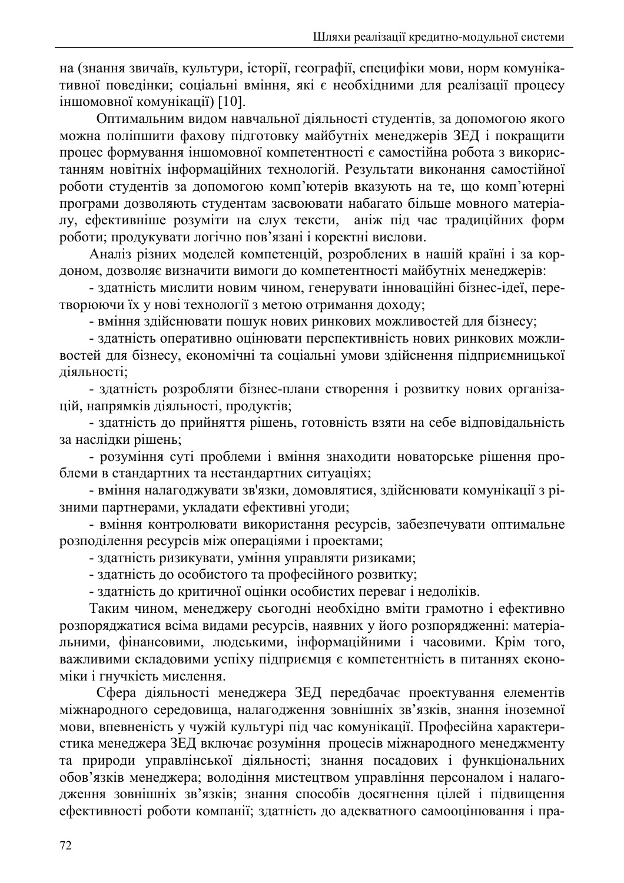на (знання звичаїв, культури, історії, географії, специфіки мови, норм комунікативної поведінки; соціальні вміння, які є необхідними для реалізації процесу іншомовної комунікації) [10].

Оптимальним видом навчальної діяльності студентів, за допомогою якого можна поліпшити фахову підготовку майбутніх менеджерів ЗЕД і покращити процес формування іншомовної компетентності є самостійна робота з використанням новітніх інформаційних технологій. Результати виконання самостійної роботи студентів за допомогою комп'ютерів вказують на те, що комп'ютерні програми дозволяють студентам засвоювати набагато більше мовного матеріалу, ефективніше розуміти на слух тексти, аніж під час традиційних форм роботи; продукувати логічно пов'язані і коректні вислови.

Аналіз різних моделей компетенцій, розроблених в нашій країні і за кордоном, дозволяє визначити вимоги до компетентності майбутніх менеджерів:

- здатність мислити новим чином, генерувати інноваційні бізнес-ідеї, перетворюючи їх у нові технології з метою отримання доходу;
- вміння здійснювати пошук нових ринкових можливостей для бізнесу;
- здатність оперативно оцінювати перспективність нових ринкових можливостей для бізнесу, економічні та соціальні умови здійснення підприємницької діяльності;
- здатність розробляти бізнес-плани створення і розвитку нових організацій, напрямків діяльності, продуктів;
- здатність до прийняття рішень, готовність взяти на себе відповідальність за наслідки рішень;
- розуміння суті проблеми і вміння знаходити новаторське рішення проблеми в стандартних та нестандартних ситуаціях;
- вміння налагоджувати зв'язки, домовлятися, здійснювати комунікації з різними партнерами, укладати ефективні угоди;
- вміння контролювати використання ресурсів, забезпечувати оптимальне розподілення ресурсів між операціями і проектами;
- здатність ризикувати, уміння управляти ризиками;
- здатність до особистого та професійного розвитку;
- здатність до критичної оцінки особистих переваг і недоліків.

Таким чином, менеджеру сьогодні необхідно вміти грамотно і ефективно розпоряджатися всіма видами ресурсів, наявних у його розпорядженні: матеріальними, фінансовими, людськими, інформаційними і часовими. Крім того, важливими складовими успіху підприємця є компетентність в питаннях економіки і гнучкість мислення.

Сфера діяльності менеджера ЗЕД передбачає проектування елементів міжнародного середовища, налагодження зовнішніх зв'язків, знання іноземної мови, впевненість у чужій культурі під час комунікації. Професійна характеристика менеджера ЗЕД включає розуміння процесів міжнародного менеджменту та природи управлінської діяльності; знання посадових і функціональних обов'язків менеджера; володіння мистецтвом управління персоналом і налагодження зовнішніх зв'язків; знання способів досягнення цілей і підвищення ефективності роботи компанії; здатність до адекватного самооцінювання і пра-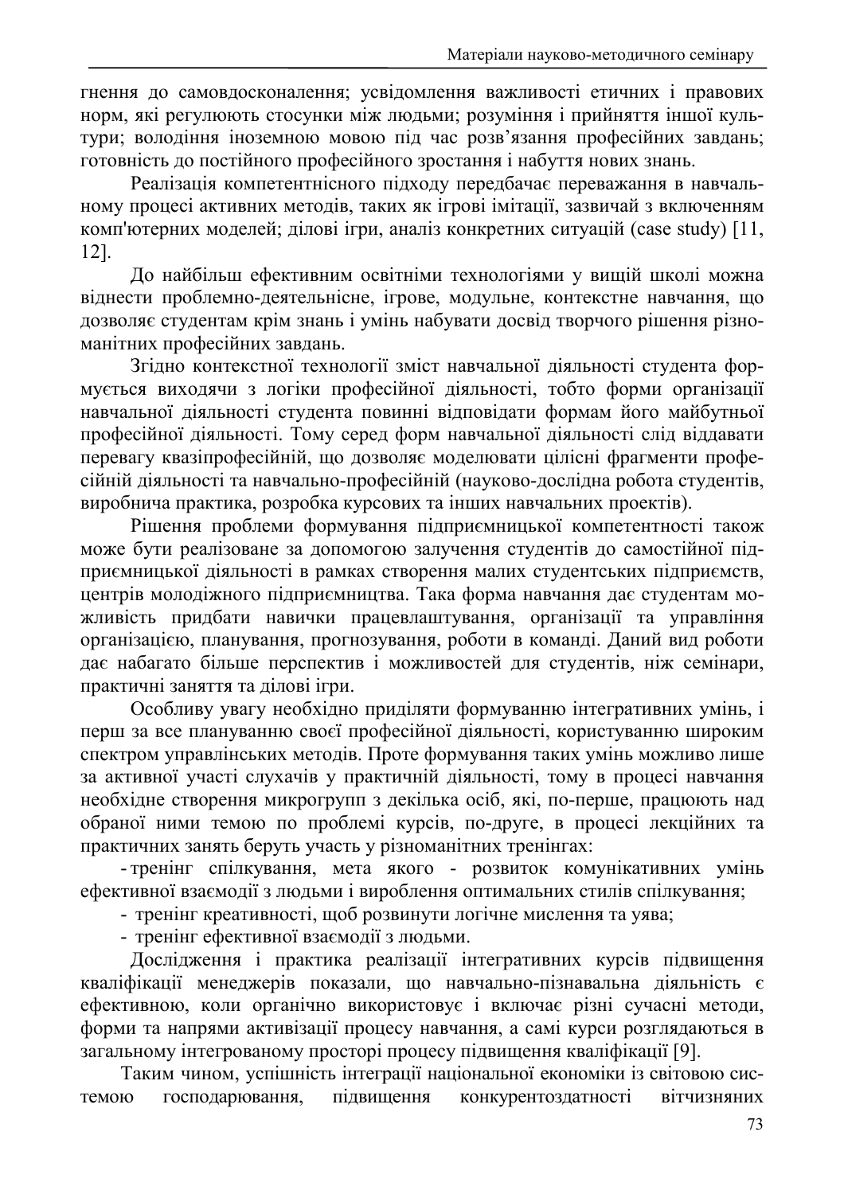гнення до самовдосконалення; усвідомлення важливості етичних і правових норм, які регулюють стосунки між людьми; розуміння і прийняття іншої культури; володіння іноземною мовою під час розв'язання професійних завдань; готовність до постійного професійного зростання і набуття нових знань.

Реалізація компетентнісного підходу передбачає переважання в навчальному процесі активних методів, таких як ігрові імітації, зазвичай з включенням комп'ютерних моделей; ділові ігри, аналіз конкретних ситуацій (case study) [11, 12].

До найбільш ефективним освітніми технологіями у вищій школі можна віднести проблемно-деятельнісне, ігрове, модульне, контекстне навчання, що дозволяє студентам крім знань і умінь набувати досвід творчого рішення різноманітних професійних завдань.

Згідно контекстної технології зміст навчальної діяльності студента формується виходячи з логіки професійної діяльності, тобто форми організації навчальної діяльності студента повинні відповідати формам його майбутньої професійної діяльності. Тому серед форм навчальної діяльності слід віддавати перевагу квазіпрофесійній, що дозволяє моделювати цілісні фрагменти професійній діяльності та навчально-професійній (науково-дослідна робота студентів, виробнича практика, розробка курсових та інших навчальних проектів).

Рішення проблеми формування підприємницької компетентності також може бути реалізоване за допомогою залучення студентів до самостійної підприємницької діяльності в рамках створення малих студентських підприємств, центрів молодіжного підприємництва. Така форма навчання дає студентам можливість придбати навички працевлаштування, організації та управління організацією, планування, прогнозування, роботи в команді. Даний вид роботи дає набагато більше перспектив і можливостей для студентів, ніж семінари, практичні заняття та ділові ігри.

Особливу увагу необхідно приділяти формуванню інтегративних умінь, і перш за все плануванню своєї професійної діяльності, користуванню широким спектром управлінських методів. Проте формування таких умінь можливо лише за активної участі слухачів у практичній діяльності, тому в процесі навчання необхідне створення микрогрупп з декілька осіб, які, по-перше, працюють над обраної ними темою по проблемі курсів, по-друге, в процесі лекційних та практичних занять беруть участь у різноманітних тренінгах:

- тренінг спілкування, мета якого - розвиток комунікативних умінь ефективної взаємодії з людьми і вироблення оптимальних стилів спілкування;
- тренінг креативності, щоб розвинути логічне мислення та уява;
- тренінг ефективної взаємодії з людьми.

Дослідження і практика реалізації інтегративних курсів підвищення кваліфікації менеджерів показали, що навчально-пізнавальна діяльність є ефективною, коли органічно використовує і включає різні сучасні методи, форми та напрями активізації процесу навчання, а самі курси розглядаються в загальному інтегрованому просторі процесу підвищення кваліфікації [9].

Таким чином, успішність інтеграції національної економіки із світовою системою господарювання, підвищення конкурентоздатності вітчизняних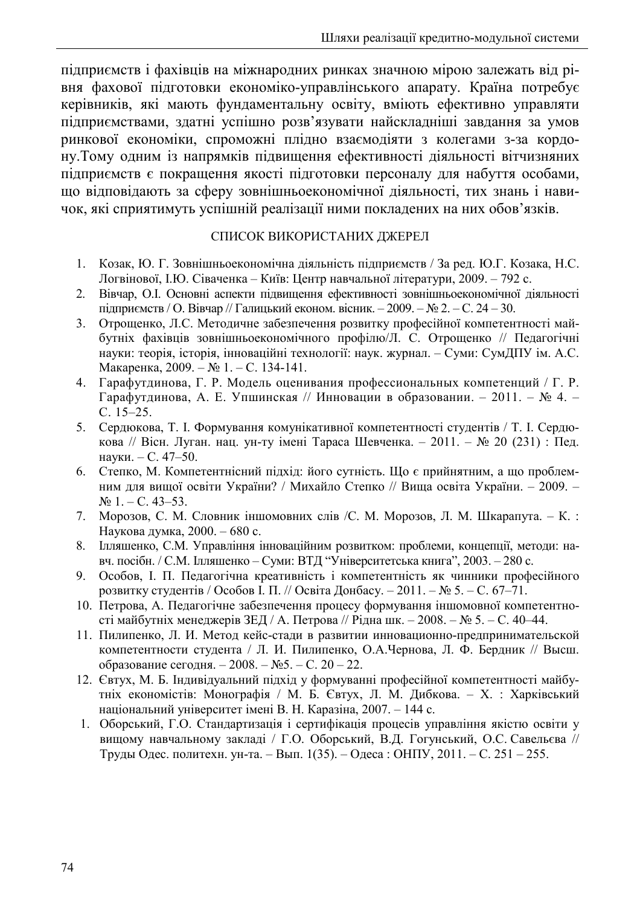підприємств і фахівців на міжнародних ринках значною мірою залежать від рівня фахової підготовки економіко-управлінського апарату. Країна потребує керівників, які мають фундаментальну освіту, вміють ефективно управляти підприємствами, здатні успішно розв'язувати найскладніші завдання за умов ринкової економіки, спроможні плідно взаємодіяти з колегами з-за кордону.Тому одним із напрямків підвищення ефективності діяльності вітчизняних підприємств є покращення якості підготовки персоналу для набуття особами, що відповідають за сферу зовнішньоекономічної діяльності, тих знань і навичок, які сприятимуть успішній реалізації ними покладених на них обов'язків.

## СПИСОК ВИКОРИСТАНИХ ДЖЕРЕЛ

1. Козак, Ю. Г. Зовнішньоекономічна діяльність підприємств / За ред. Ю.Г. Козака, Н.С. Логвінової, І.Ю. Сіваченка – Київ: Центр навчальної літератури, 2009. – 792 с.
2. Вівчар, О.І. Основні аспекти підвищення ефективності зовнішньоекономічної діяльності підприємств / О. Вівчар // Галицький економ. вісник. – 2009. – № 2. – С. 24 – 30.
3. Отрощенко, Л.С. Методичне забезпечення розвитку професійної компетентності майбутніх фахівців зовнішньоекономічного профілю/Л. С. Отрощенко // Педагогічні науки: теорія, історія, інноваційні технології: наук. журнал. – Суми: СумДПУ ім. А.С. Макаренка, 2009. – № 1. – С. 134-141.
4. Гарафутдинова, Г. Р. Модель оценивания профессиональных компетенций / Г. Р. Гарафутдинова, А. Е. Упшинская // Инновации в образовании. – 2011. – № 4. – С. 15–25.
5. Сердюкова, Т. І. Формування комунікативної компетентності студентів / Т. І. Сердюкова // Вісн. Луган. нац. ун-ту імені Тараса Шевченка. – 2011. – № 20 (231) : Пед. науки. – С. 47–50.
6. Степко, М. Компетентнісний підхід: його сутність. Що є прийнятним, а що проблемним для вищої освіти України? / Михайло Степко // Вища освіта України. – 2009. – № 1. – С. 43–53.
7. Морозов, С. М. Словник іншомовних слів /С. М. Морозов, Л. М. Шкарапута. – К. : Наукова думка, 2000. – 680 с.
8. Ілляшенко, С.М. Управління інноваційним розвитком: проблеми, концепції, методи: навч. посібн. / С.М. Ілляшенко – Суми: ВТД "Університетська книга", 2003. – 280 с.
9. Особов, І. П. Педагогічна креативність і компетентність як чинники професійного розвитку студентів / Особов І. П. // Освіта Донбасу. – 2011. – № 5. – С. 67–71.
10. Петрова, А. Педагогічне забезпечення процесу формування іншомовної компетентності майбутніх менеджерів ЗЕД / А. Петрова // Рідна шк. – 2008. – № 5. – С. 40–44.
11. Пилипенко, Л. И. Метод кейс-стади в развитии инновационно-предпринимательской компетентности студента / Л. И. Пилипенко, О.А.Чернова, Л. Ф. Бердник // Высш. образование сегодня. – 2008. – №5. – С. 20 – 22.
12. Євтух, М. Б. Індивідуальний підхід у формуванні професійної компетентності майбутніх економістів: Монографія / М. Б. Євтух, Л. М. Дибкова. – Х. : Харківський національний університет імені В. Н. Каразіна, 2007. – 144 с.

1. Оборський, Г.О. Стандартизація і сертифікація процесів управління якістю освіти у вищому навчальному закладі / Г.О. Оборський, В.Д. Гогунський, О.С. Савельєва // Труды Одес. политехн. ун-та. – Вып. 1(35). – Одеса : ОНПУ, 2011. – С. 251 – 255.